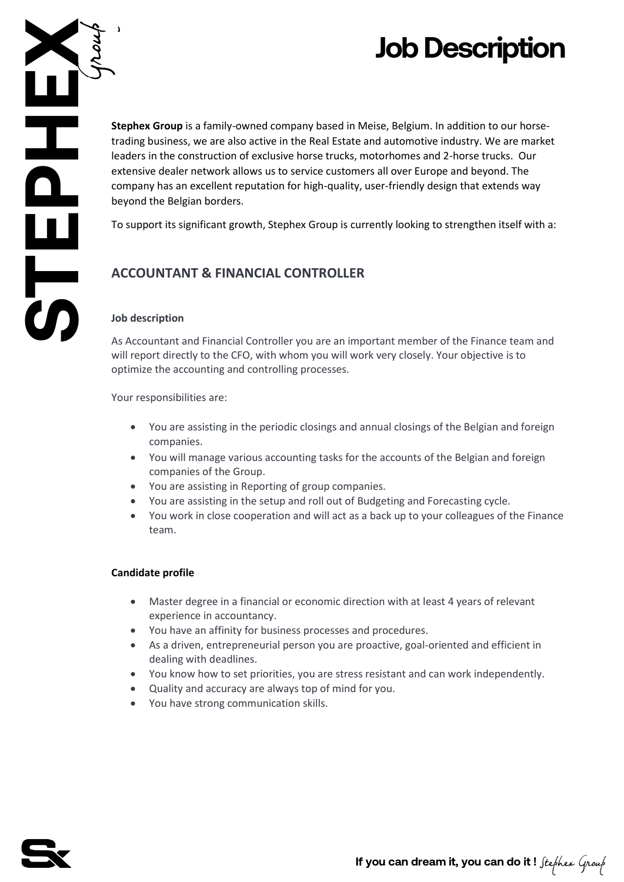# Job Description

**Stephex Group** is a family-owned company based in Meise, Belgium. In addition to our horse-trading business, we are also active in the Real Estate and automotive industry. We are market leaders in the construction of exclusive horse trucks, motorhomes and 2-horse trucks. Our extensive dealer network allows us to service customers all over Europe and beyond. The company has an excellent reputation for high-quality, user-friendly design that extends way beyond the Belgian borders.

To support its significant growth, Stephex Group is currently looking to strengthen itself with a:

## ACCOUNTANT & FINANCIAL CONTROLLER

**Job description**

As Accountant and Financial Controller you are an important member of the Finance team and will report directly to the CFO, with whom you will work very closely. Your objective is to optimize the accounting and controlling processes.

Your responsibilities are:

- You are assisting in the periodic closings and annual closings of the Belgian and foreign companies.
- You will manage various accounting tasks for the accounts of the Belgian and foreign companies of the Group.
- You are assisting in Reporting of group companies.
- You are assisting in the setup and roll out of Budgeting and Forecasting cycle.
- You work in close cooperation and will act as a back up to your colleagues of the Finance team.

**Candidate profile**

- Master degree in a financial or economic direction with at least 4 years of relevant experience in accountancy.
- You have an affinity for business processes and procedures.
- As a driven, entrepreneurial person you are proactive, goal-oriented and efficient in dealing with deadlines.
- You know how to set priorities, you are stress resistant and can work independently.
- Quality and accuracy are always top of mind for you.
- You have strong communication skills.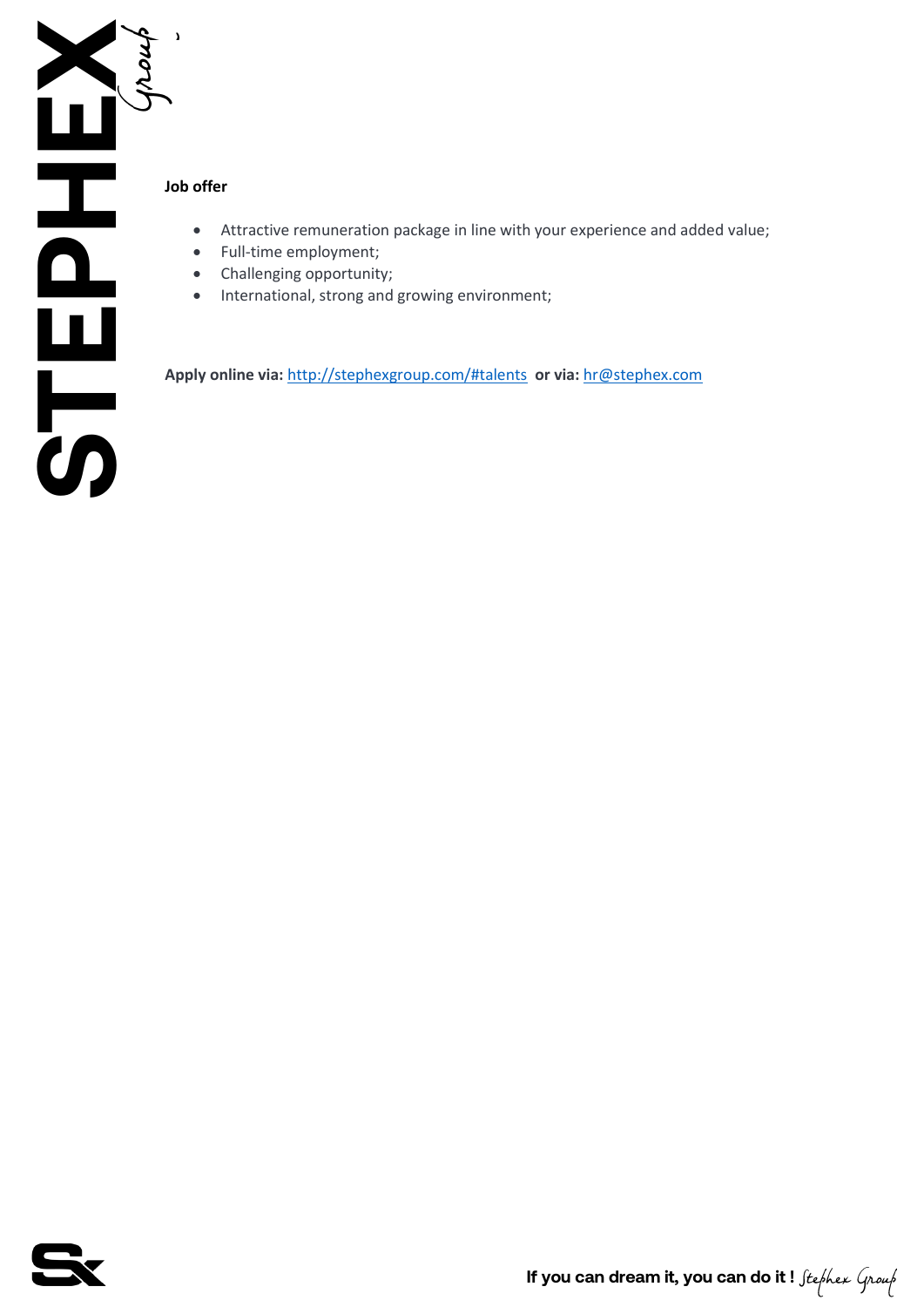**Job offer**

- Attractive remuneration package in line with your experience and added value;
- Full-time employment;
- Challenging opportunity;
- International, strong and growing environment;

**Apply online via:** http://stephexgroup.com/#talents **or via:** hr@stephex.com